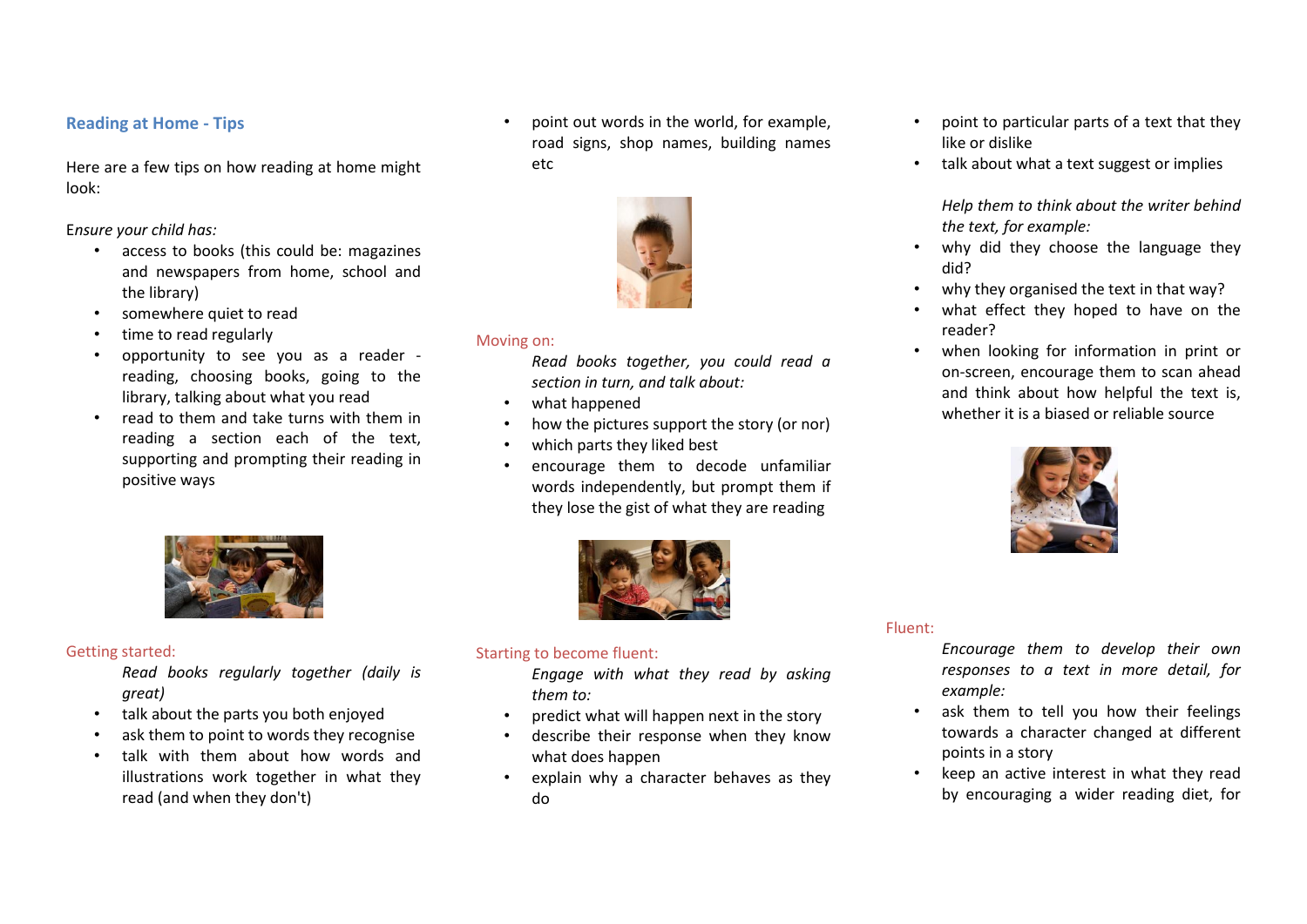## Reading at Home - Tips

Here are a few tips on how reading at home might look:

*Ensure your child has:*

- access to books (this could be: magazines and newspapers from home, school and the library)
- somewhere quiet to read
- time to read regularly
- opportunity to see you as a reader - reading, choosing books, going to the library, talking about what you read
- read to them and take turns with them in reading a section each of the text, supporting and prompting their reading in positive ways

### Getting started:

*Read books regularly together (daily is great)*

- talk about the parts you both enjoyed
- ask them to point to words they recognise
- talk with them about how words and illustrations work together in what they read (and when they don't)
- point out words in the world, for example, road signs, shop names, building names etc

### Moving on:

*Read books together, you could read a section in turn, and talk about:*

- what happened
- how the pictures support the story (or nor)
- which parts they liked best
- encourage them to decode unfamiliar words independently, but prompt them if they lose the gist of what they are reading

### Starting to become fluent:

*Engage with what they read by asking them to:*

- predict what will happen next in the story
- describe their response when they know what does happen
- explain why a character behaves as they do
- point to particular parts of a text that they like or dislike
- talk about what a text suggest or implies

*Help them to think about the writer behind the text, for example:*

- why did they choose the language they did?
- why they organised the text in that way?
- what effect they hoped to have on the reader?
- when looking for information in print or on-screen, encourage them to scan ahead and think about how helpful the text is, whether it is a biased or reliable source

### Fluent:

*Encourage them to develop their own responses to a text in more detail, for example:*

- ask them to tell you how their feelings towards a character changed at different points in a story
- keep an active interest in what they read by encouraging a wider reading diet, for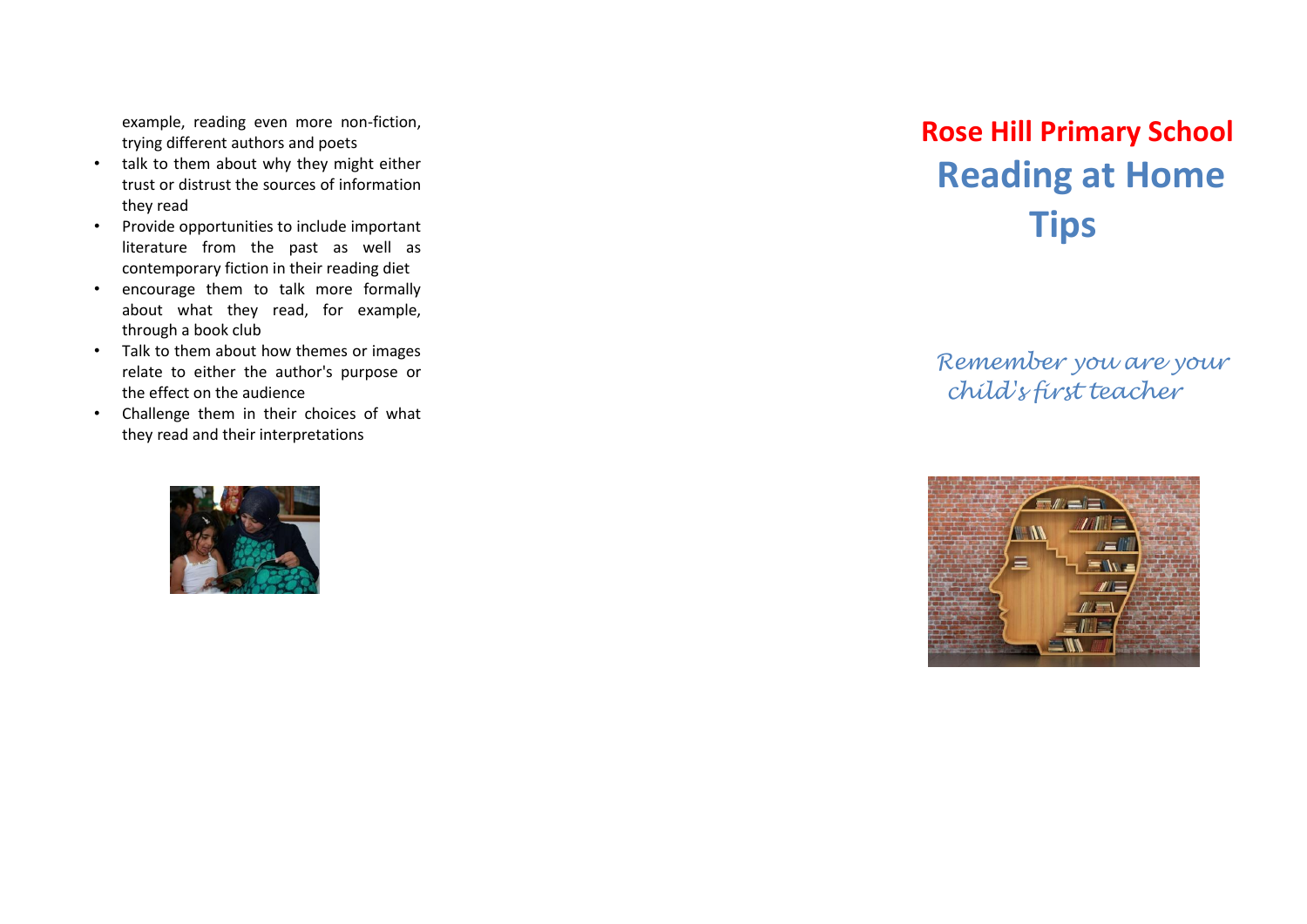example, reading even more non-fiction, trying different authors and poets

- talk to them about why they might either trust or distrust the sources of information they read
- Provide opportunities to include important literature from the past as well as contemporary fiction in their reading diet
- encourage them to talk more formally about what they read, for example, through a book club
- Talk to them about how themes or images relate to either the author's purpose or the effect on the audience
- Challenge them in their choices of what they read and their interpretations

# Rose Hill Primary School

# Reading at Home Tips

*Remember you are your child's first teacher*